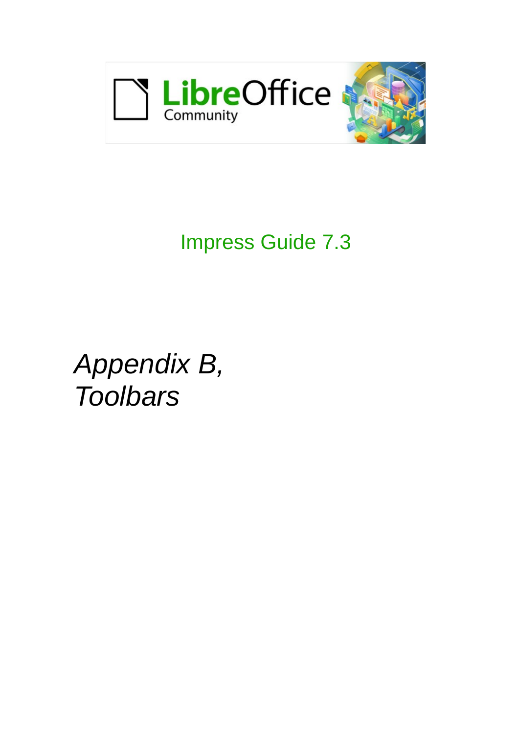Impress Guide 7.3

# *Appendix B, Toolbars*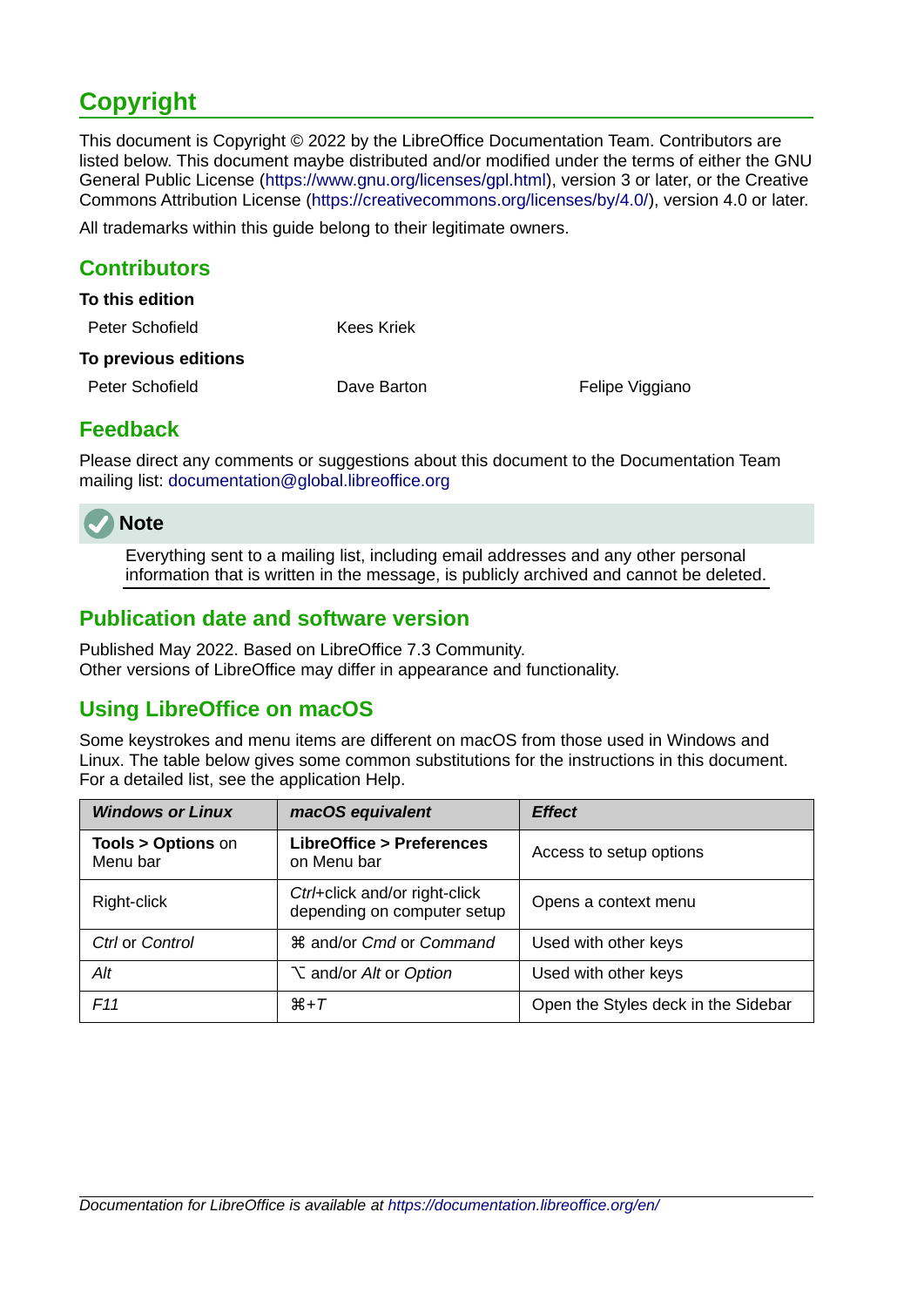# Copyright

This document is Copyright © 2022 by the LibreOffice Documentation Team. Contributors are listed below. This document maybe distributed and/or modified under the terms of either the GNU General Public License (https://www.gnu.org/licenses/gpl.html), version 3 or later, or the Creative Commons Attribution License (https://creativecommons.org/licenses/by/4.0/), version 4.0 or later.

All trademarks within this guide belong to their legitimate owners.

## Contributors

**To this edition**

Peter Schofield    Kees Kriek

**To previous editions**

Peter Schofield    Dave Barton    Felipe Viggiano

## Feedback

Please direct any comments or suggestions about this document to the Documentation Team mailing list: documentation@global.libreoffice.org

> **Note**
>
> Everything sent to a mailing list, including email addresses and any other personal information that is written in the message, is publicly archived and cannot be deleted.

## Publication date and software version

Published May 2022. Based on LibreOffice 7.3 Community.
Other versions of LibreOffice may differ in appearance and functionality.

## Using LibreOffice on macOS

Some keystrokes and menu items are different on macOS from those used in Windows and Linux. The table below gives some common substitutions for the instructions in this document. For a detailed list, see the application Help.

| ***Windows or Linux*** | ***macOS equivalent*** | ***Effect*** |
|---|---|---|
| **Tools > Options** on Menu bar | **LibreOffice > Preferences** on Menu bar | Access to setup options |
| Right-click | *Ctrl*+click and/or right-click depending on computer setup | Opens a context menu |
| *Ctrl* or *Control* | ⌘ and/or *Cmd* or *Command* | Used with other keys |
| *Alt* | ⌥ and/or *Alt* or *Option* | Used with other keys |
| *F11* | ⌘+*T* | Open the Styles deck in the Sidebar |

*Documentation for LibreOffice is available at https://documentation.libreoffice.org/en/*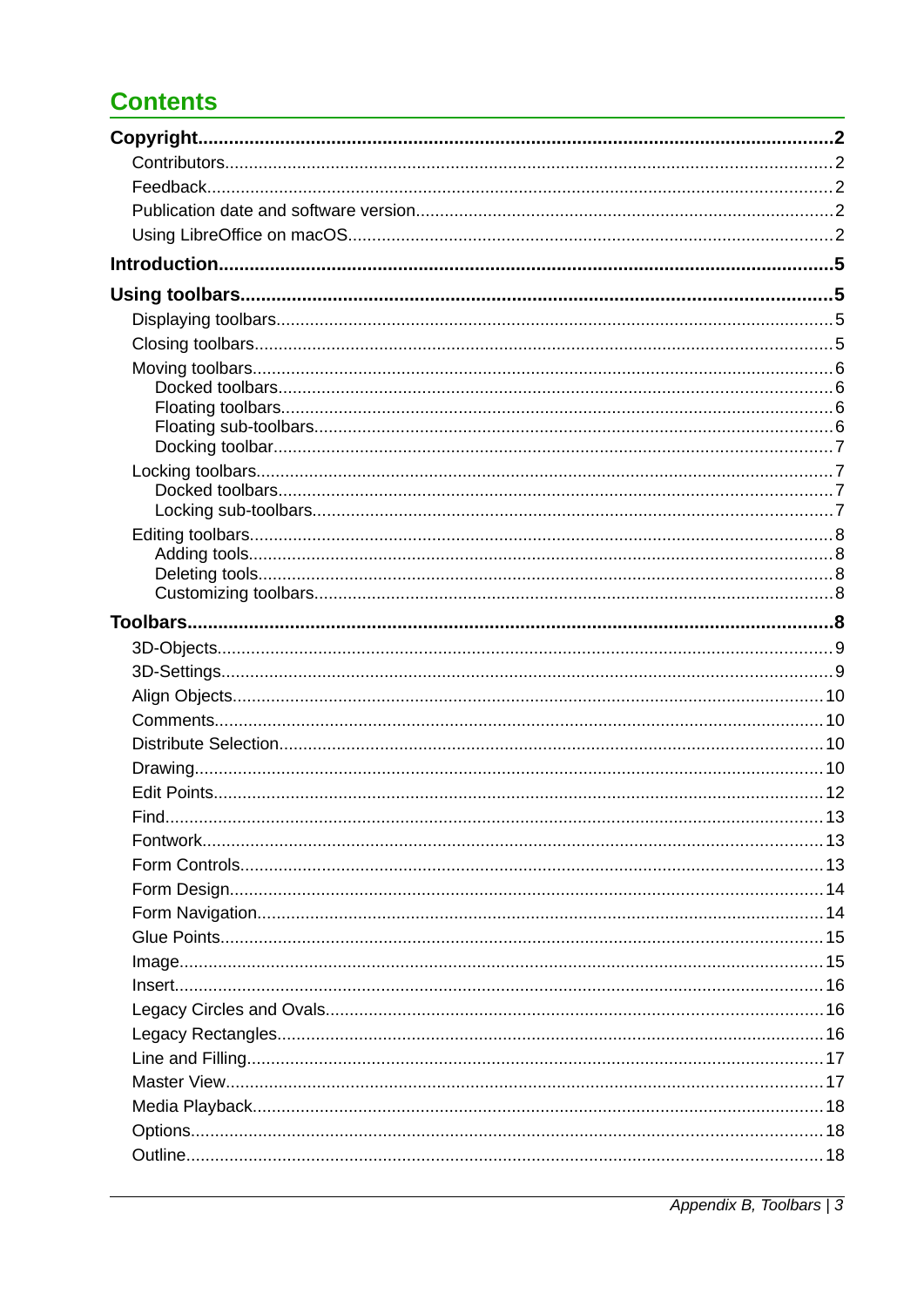# Contents

**Copyright....................2**

- Contributors....................2
- Feedback....................2
- Publication date and software version....................2
- Using LibreOffice on macOS....................2

**Introduction....................5**

**Using toolbars....................5**

- Displaying toolbars....................5
- Closing toolbars....................5
- Moving toolbars....................6
  - Docked toolbars....................6
  - Floating toolbars....................6
  - Floating sub-toolbars....................6
  - Docking toolbar....................7
- Locking toolbars....................7
  - Docked toolbars....................7
  - Locking sub-toolbars....................7
- Editing toolbars....................8
  - Adding tools....................8
  - Deleting tools....................8
  - Customizing toolbars....................8

**Toolbars....................8**

- 3D-Objects....................9
- 3D-Settings....................9
- Align Objects....................10
- Comments....................10
- Distribute Selection....................10
- Drawing....................10
- Edit Points....................12
- Find....................13
- Fontwork....................13
- Form Controls....................13
- Form Design....................14
- Form Navigation....................14
- Glue Points....................15
- Image....................15
- Insert....................16
- Legacy Circles and Ovals....................16
- Legacy Rectangles....................16
- Line and Filling....................17
- Master View....................17
- Media Playback....................18
- Options....................18
- Outline....................18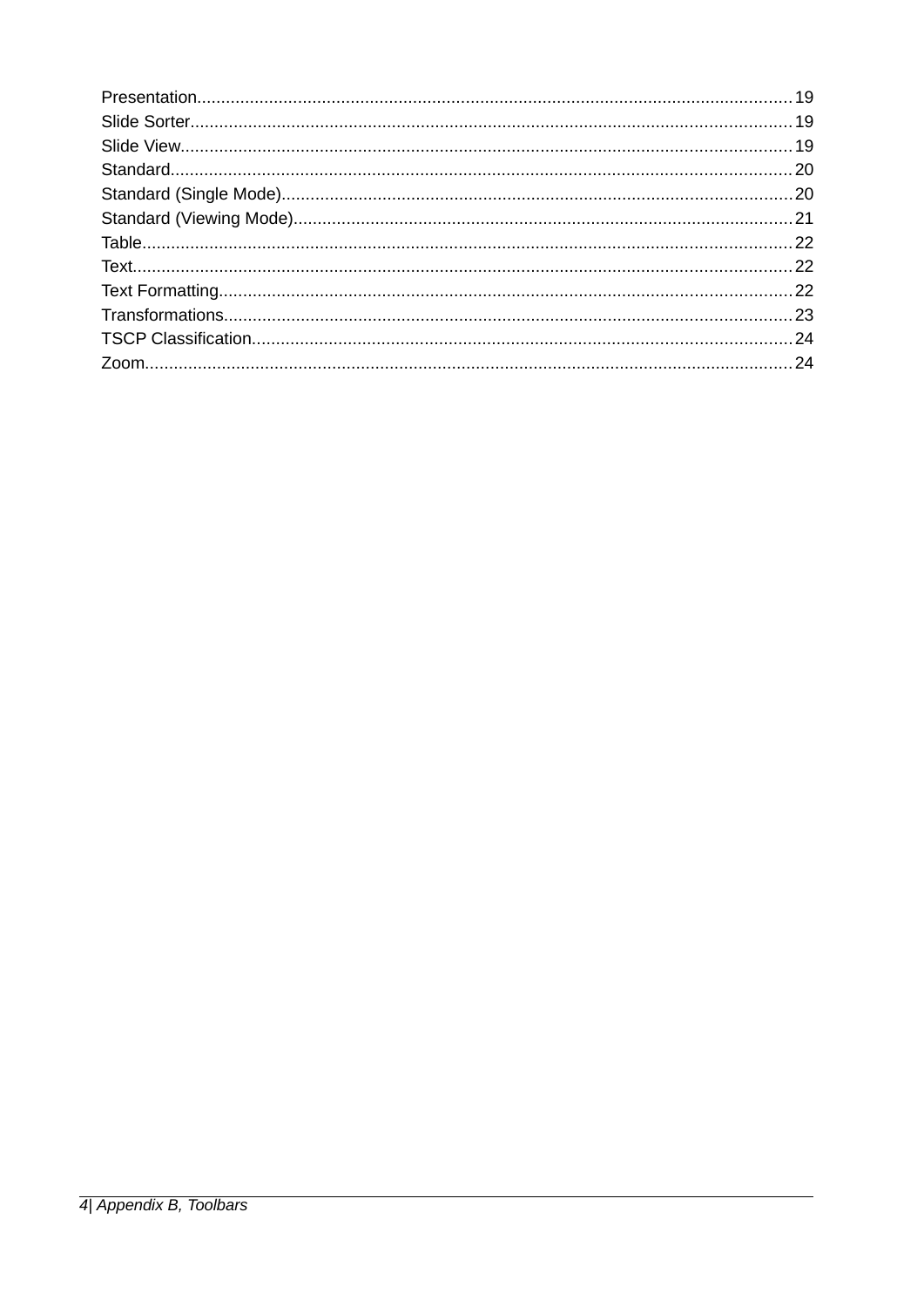Presentation........................................................................................................................19
Slide Sorter..........................................................................................................................19
Slide View............................................................................................................................19
Standard..............................................................................................................................20
Standard (Single Mode).......................................................................................................20
Standard (Viewing Mode).....................................................................................................21
Table....................................................................................................................................22
Text......................................................................................................................................22
Text Formatting....................................................................................................................22
Transformations...................................................................................................................23
TSCP Classification.............................................................................................................24
Zoom....................................................................................................................................24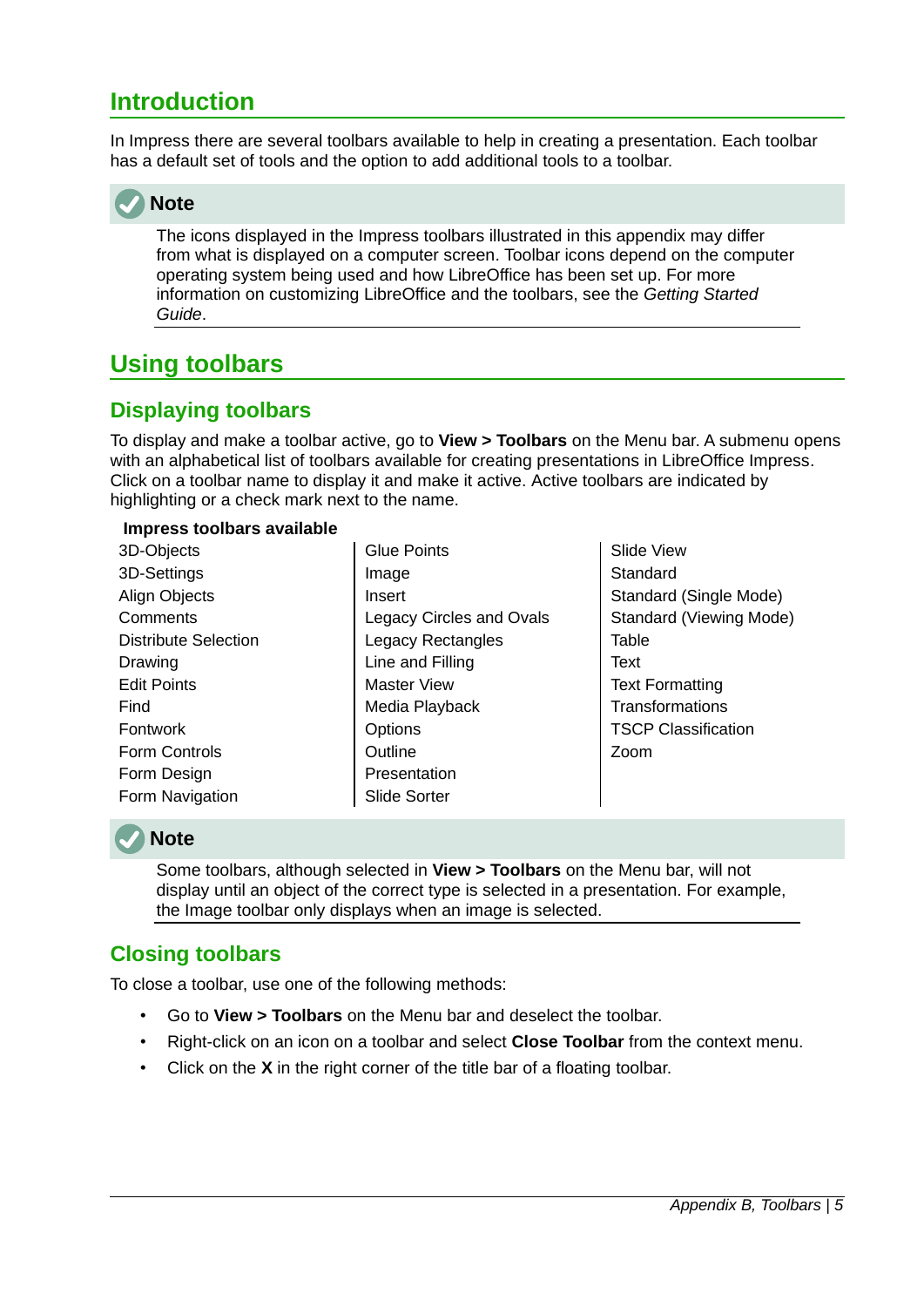# Introduction

In Impress there are several toolbars available to help in creating a presentation. Each toolbar has a default set of tools and the option to add additional tools to a toolbar.

> **Note**
>
> The icons displayed in the Impress toolbars illustrated in this appendix may differ from what is displayed on a computer screen. Toolbar icons depend on the computer operating system being used and how LibreOffice has been set up. For more information on customizing LibreOffice and the toolbars, see the *Getting Started Guide*.

# Using toolbars

## Displaying toolbars

To display and make a toolbar active, go to **View > Toolbars** on the Menu bar. A submenu opens with an alphabetical list of toolbars available for creating presentations in LibreOffice Impress. Click on a toolbar name to display it and make it active. Active toolbars are indicated by highlighting or a check mark next to the name.

**Impress toolbars available**

| | | |
|---|---|---|
| 3D-Objects | Glue Points | Slide View |
| 3D-Settings | Image | Standard |
| Align Objects | Insert | Standard (Single Mode) |
| Comments | Legacy Circles and Ovals | Standard (Viewing Mode) |
| Distribute Selection | Legacy Rectangles | Table |
| Drawing | Line and Filling | Text |
| Edit Points | Master View | Text Formatting |
| Find | Media Playback | Transformations |
| Fontwork | Options | TSCP Classification |
| Form Controls | Outline | Zoom |
| Form Design | Presentation | |
| Form Navigation | Slide Sorter | |

> **Note**
>
> Some toolbars, although selected in **View > Toolbars** on the Menu bar, will not display until an object of the correct type is selected in a presentation. For example, the Image toolbar only displays when an image is selected.

## Closing toolbars

To close a toolbar, use one of the following methods:

- Go to **View > Toolbars** on the Menu bar and deselect the toolbar.
- Right-click on an icon on a toolbar and select **Close Toolbar** from the context menu.
- Click on the **X** in the right corner of the title bar of a floating toolbar.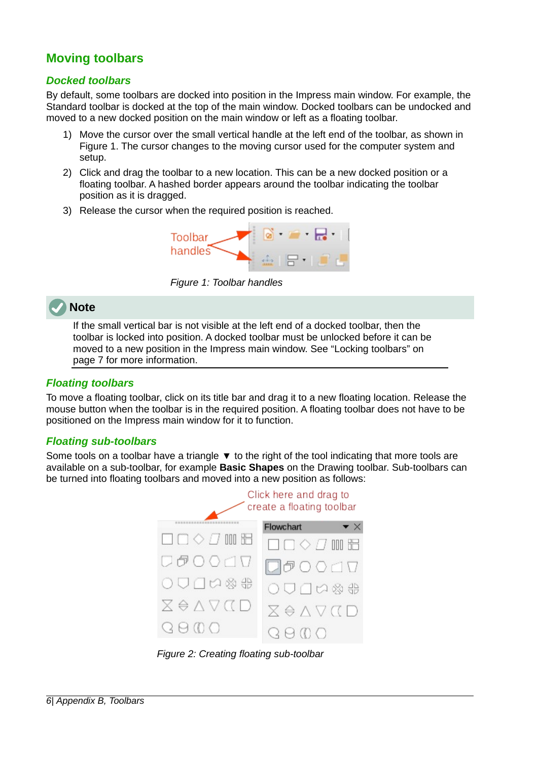## Moving toolbars

### Docked toolbars

By default, some toolbars are docked into position in the Impress main window. For example, the Standard toolbar is docked at the top of the main window. Docked toolbars can be undocked and moved to a new docked position on the main window or left as a floating toolbar.

1) Move the cursor over the small vertical handle at the left end of the toolbar, as shown in Figure 1. The cursor changes to the moving cursor used for the computer system and setup.
2) Click and drag the toolbar to a new location. This can be a new docked position or a floating toolbar. A hashed border appears around the toolbar indicating the toolbar position as it is dragged.
3) Release the cursor when the required position is reached.

*Figure 1: Toolbar handles*

**Note**

If the small vertical bar is not visible at the left end of a docked toolbar, then the toolbar is locked into position. A docked toolbar must be unlocked before it can be moved to a new position in the Impress main window. See “Locking toolbars” on page 7 for more information.

### Floating toolbars

To move a floating toolbar, click on its title bar and drag it to a new floating location. Release the mouse button when the toolbar is in the required position. A floating toolbar does not have to be positioned on the Impress main window for it to function.

### Floating sub-toolbars

Some tools on a toolbar have a triangle ▼ to the right of the tool indicating that more tools are available on a sub-toolbar, for example **Basic Shapes** on the Drawing toolbar. Sub-toolbars can be turned into floating toolbars and moved into a new position as follows:

*Figure 2: Creating floating sub-toolbar*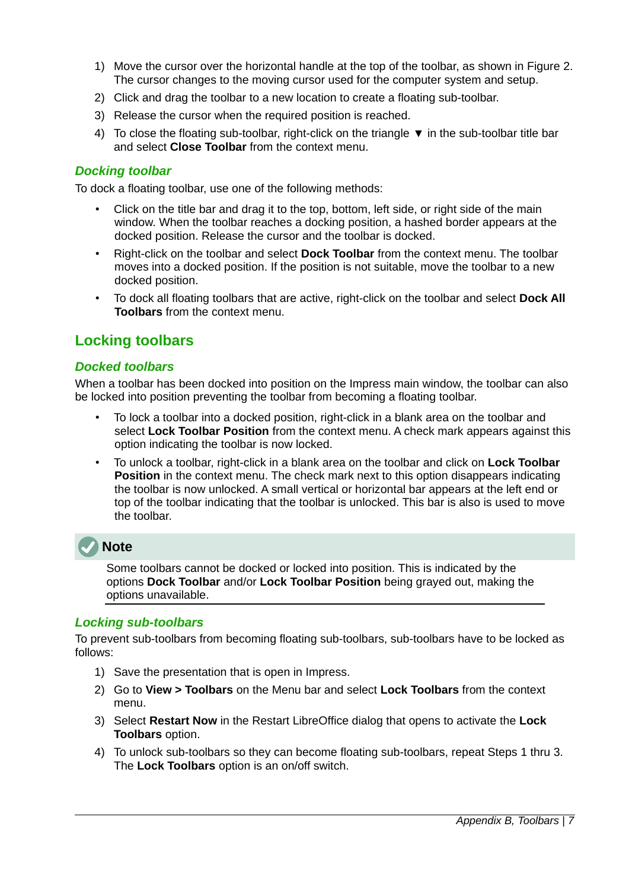1) Move the cursor over the horizontal handle at the top of the toolbar, as shown in Figure 2. The cursor changes to the moving cursor used for the computer system and setup.
2) Click and drag the toolbar to a new location to create a floating sub-toolbar.
3) Release the cursor when the required position is reached.
4) To close the floating sub-toolbar, right-click on the triangle ▼ in the sub-toolbar title bar and select **Close Toolbar** from the context menu.

### *Docking toolbar*

To dock a floating toolbar, use one of the following methods:

- Click on the title bar and drag it to the top, bottom, left side, or right side of the main window. When the toolbar reaches a docking position, a hashed border appears at the docked position. Release the cursor and the toolbar is docked.
- Right-click on the toolbar and select **Dock Toolbar** from the context menu. The toolbar moves into a docked position. If the position is not suitable, move the toolbar to a new docked position.
- To dock all floating toolbars that are active, right-click on the toolbar and select **Dock All Toolbars** from the context menu.

## Locking toolbars

### *Docked toolbars*

When a toolbar has been docked into position on the Impress main window, the toolbar can also be locked into position preventing the toolbar from becoming a floating toolbar.

- To lock a toolbar into a docked position, right-click in a blank area on the toolbar and select **Lock Toolbar Position** from the context menu. A check mark appears against this option indicating the toolbar is now locked.
- To unlock a toolbar, right-click in a blank area on the toolbar and click on **Lock Toolbar Position** in the context menu. The check mark next to this option disappears indicating the toolbar is now unlocked. A small vertical or horizontal bar appears at the left end or top of the toolbar indicating that the toolbar is unlocked. This bar is also is used to move the toolbar.

**Note**

Some toolbars cannot be docked or locked into position. This is indicated by the options **Dock Toolbar** and/or **Lock Toolbar Position** being grayed out, making the options unavailable.

### *Locking sub-toolbars*

To prevent sub-toolbars from becoming floating sub-toolbars, sub-toolbars have to be locked as follows:

1) Save the presentation that is open in Impress.
2) Go to **View > Toolbars** on the Menu bar and select **Lock Toolbars** from the context menu.
3) Select **Restart Now** in the Restart LibreOffice dialog that opens to activate the **Lock Toolbars** option.
4) To unlock sub-toolbars so they can become floating sub-toolbars, repeat Steps 1 thru 3. The **Lock Toolbars** option is an on/off switch.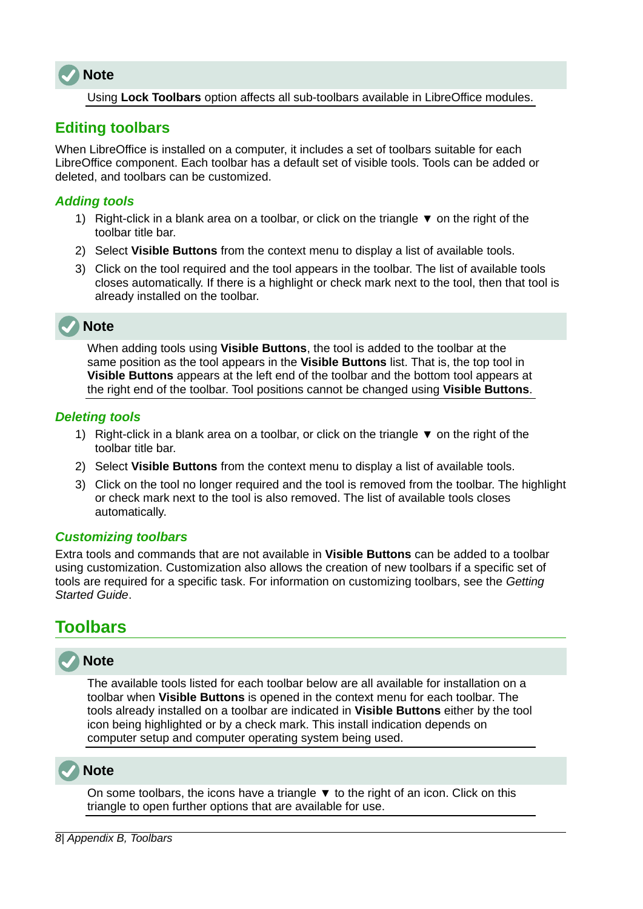> **Note**
>
> Using **Lock Toolbars** option affects all sub-toolbars available in LibreOffice modules.

## Editing toolbars

When LibreOffice is installed on a computer, it includes a set of toolbars suitable for each LibreOffice component. Each toolbar has a default set of visible tools. Tools can be added or deleted, and toolbars can be customized.

### Adding tools

1) Right-click in a blank area on a toolbar, or click on the triangle ▼ on the right of the toolbar title bar.
2) Select **Visible Buttons** from the context menu to display a list of available tools.
3) Click on the tool required and the tool appears in the toolbar. The list of available tools closes automatically. If there is a highlight or check mark next to the tool, then that tool is already installed on the toolbar.

> **Note**
>
> When adding tools using **Visible Buttons**, the tool is added to the toolbar at the same position as the tool appears in the **Visible Buttons** list. That is, the top tool in **Visible Buttons** appears at the left end of the toolbar and the bottom tool appears at the right end of the toolbar. Tool positions cannot be changed using **Visible Buttons**.

### Deleting tools

1) Right-click in a blank area on a toolbar, or click on the triangle ▼ on the right of the toolbar title bar.
2) Select **Visible Buttons** from the context menu to display a list of available tools.
3) Click on the tool no longer required and the tool is removed from the toolbar. The highlight or check mark next to the tool is also removed. The list of available tools closes automatically.

### Customizing toolbars

Extra tools and commands that are not available in **Visible Buttons** can be added to a toolbar using customization. Customization also allows the creation of new toolbars if a specific set of tools are required for a specific task. For information on customizing toolbars, see the *Getting Started Guide*.

# Toolbars

> **Note**
>
> The available tools listed for each toolbar below are all available for installation on a toolbar when **Visible Buttons** is opened in the context menu for each toolbar. The tools already installed on a toolbar are indicated in **Visible Buttons** either by the tool icon being highlighted or by a check mark. This install indication depends on computer setup and computer operating system being used.

> **Note**
>
> On some toolbars, the icons have a triangle ▼ to the right of an icon. Click on this triangle to open further options that are available for use.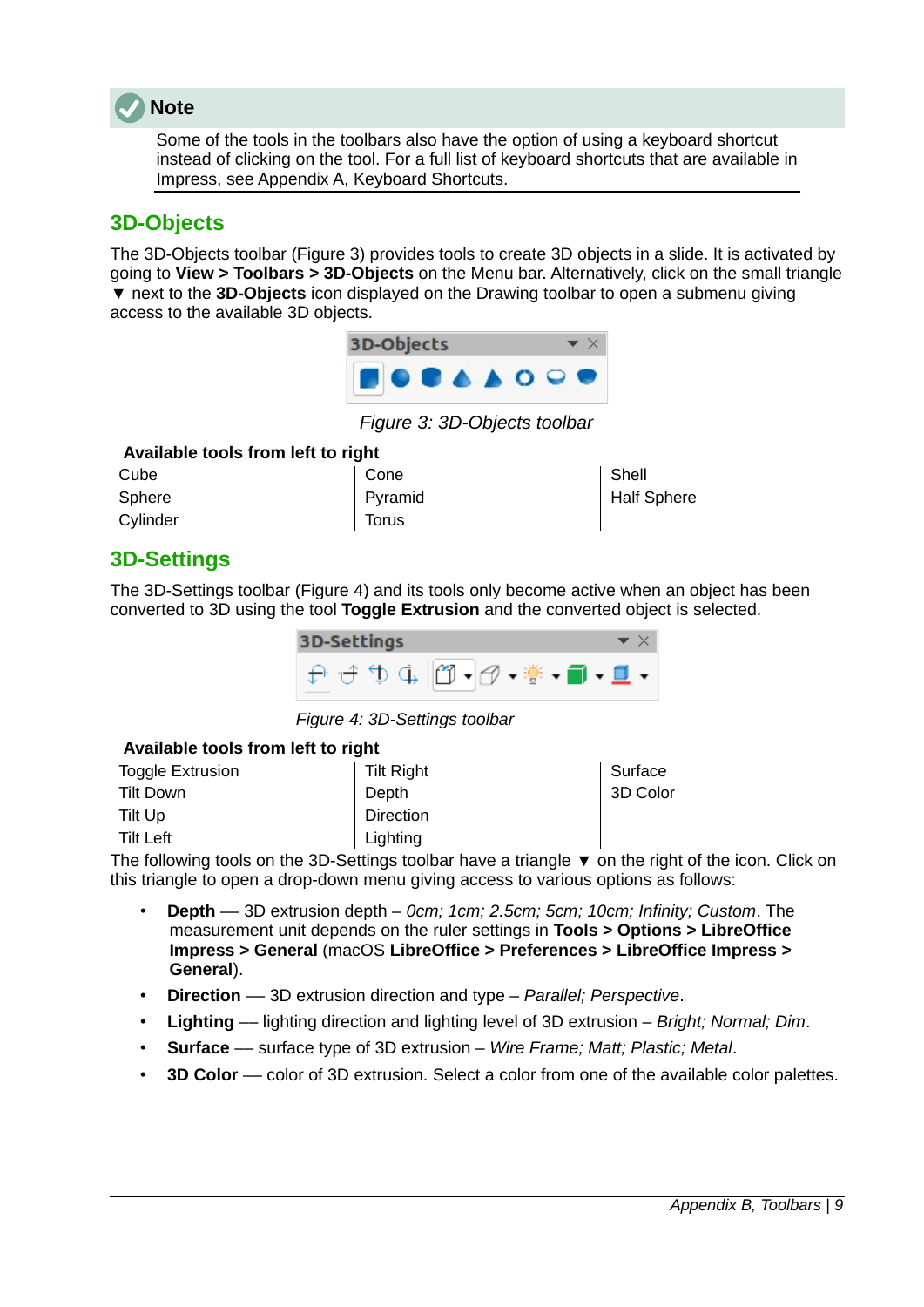**Note**

Some of the tools in the toolbars also have the option of using a keyboard shortcut instead of clicking on the tool. For a full list of keyboard shortcuts that are available in Impress, see Appendix A, Keyboard Shortcuts.

## 3D-Objects

The 3D-Objects toolbar (Figure 3) provides tools to create 3D objects in a slide. It is activated by going to **View > Toolbars > 3D-Objects** on the Menu bar. Alternatively, click on the small triangle ▼ next to the **3D-Objects** icon displayed on the Drawing toolbar to open a submenu giving access to the available 3D objects.

*Figure 3: 3D-Objects toolbar*

**Available tools from left to right**

| | | |
|---|---|---|
| Cube | Cone | Shell |
| Sphere | Pyramid | Half Sphere |
| Cylinder | Torus | |

## 3D-Settings

The 3D-Settings toolbar (Figure 4) and its tools only become active when an object has been converted to 3D using the tool **Toggle Extrusion** and the converted object is selected.

*Figure 4: 3D-Settings toolbar*

**Available tools from left to right**

| | | |
|---|---|---|
| Toggle Extrusion | Tilt Right | Surface |
| Tilt Down | Depth | 3D Color |
| Tilt Up | Direction | |
| Tilt Left | Lighting | |

The following tools on the 3D-Settings toolbar have a triangle ▼ on the right of the icon. Click on this triangle to open a drop-down menu giving access to various options as follows:

- **Depth** — 3D extrusion depth – *0cm; 1cm; 2.5cm; 5cm; 10cm; Infinity; Custom*. The measurement unit depends on the ruler settings in **Tools > Options > LibreOffice Impress > General** (macOS **LibreOffice > Preferences > LibreOffice Impress > General**).
- **Direction** — 3D extrusion direction and type – *Parallel; Perspective*.
- **Lighting** — lighting direction and lighting level of 3D extrusion – *Bright; Normal; Dim*.
- **Surface** — surface type of 3D extrusion – *Wire Frame; Matt; Plastic; Metal*.
- **3D Color** — color of 3D extrusion. Select a color from one of the available color palettes.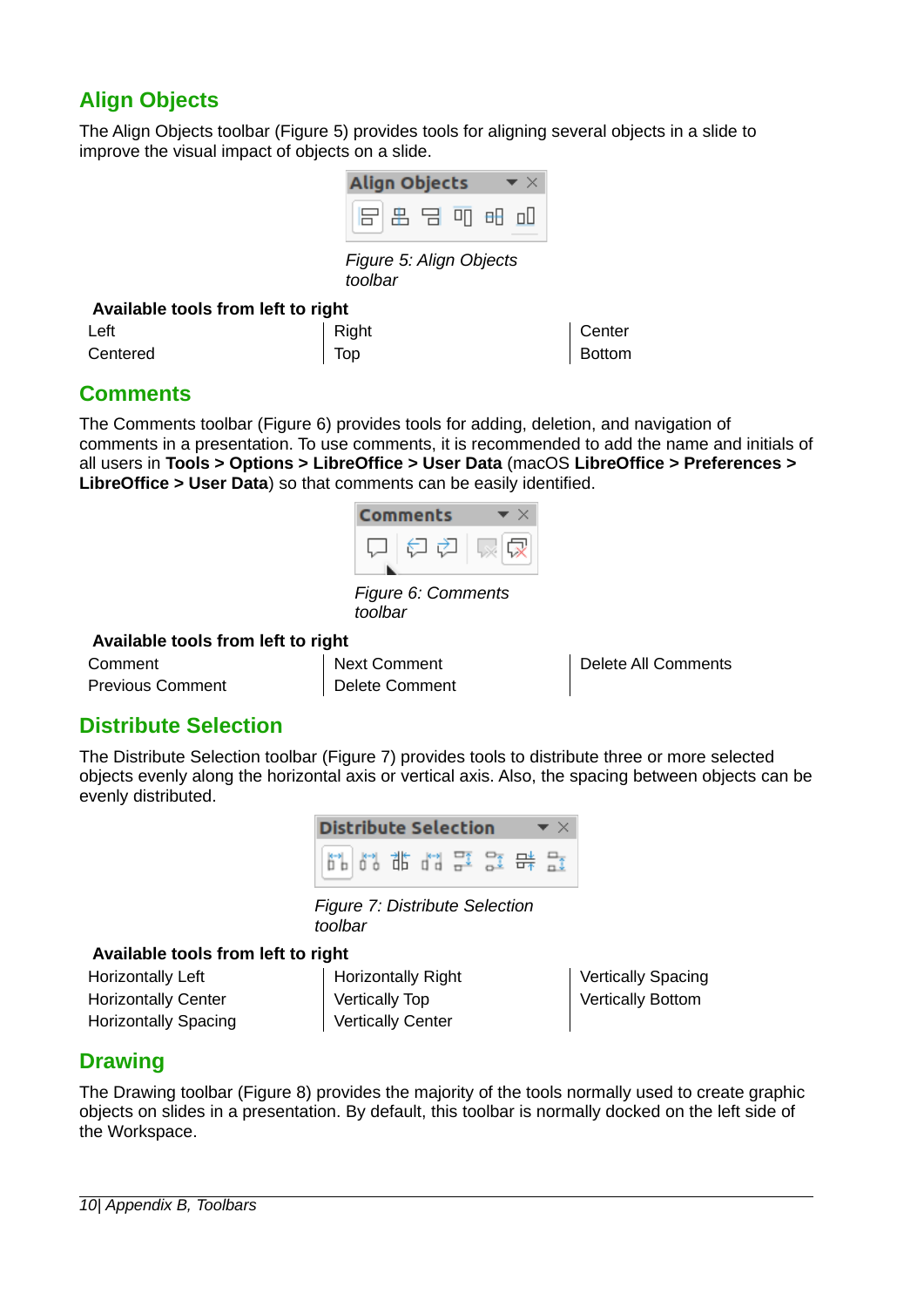## Align Objects

The Align Objects toolbar (Figure 5) provides tools for aligning several objects in a slide to improve the visual impact of objects on a slide.

*Figure 5: Align Objects toolbar*

**Available tools from left to right**

| | | |
|---|---|---|
| Left | Right | Center |
| Centered | Top | Bottom |

## Comments

The Comments toolbar (Figure 6) provides tools for adding, deletion, and navigation of comments in a presentation. To use comments, it is recommended to add the name and initials of all users in **Tools > Options > LibreOffice > User Data** (macOS **LibreOffice > Preferences > LibreOffice > User Data**) so that comments can be easily identified.

*Figure 6: Comments toolbar*

**Available tools from left to right**

| | | |
|---|---|---|
| Comment | Next Comment | Delete All Comments |
| Previous Comment | Delete Comment | |

## Distribute Selection

The Distribute Selection toolbar (Figure 7) provides tools to distribute three or more selected objects evenly along the horizontal axis or vertical axis. Also, the spacing between objects can be evenly distributed.

*Figure 7: Distribute Selection toolbar*

**Available tools from left to right**

| | | |
|---|---|---|
| Horizontally Left | Horizontally Right | Vertically Spacing |
| Horizontally Center | Vertically Top | Vertically Bottom |
| Horizontally Spacing | Vertically Center | |

## Drawing

The Drawing toolbar (Figure 8) provides the majority of the tools normally used to create graphic objects on slides in a presentation. By default, this toolbar is normally docked on the left side of the Workspace.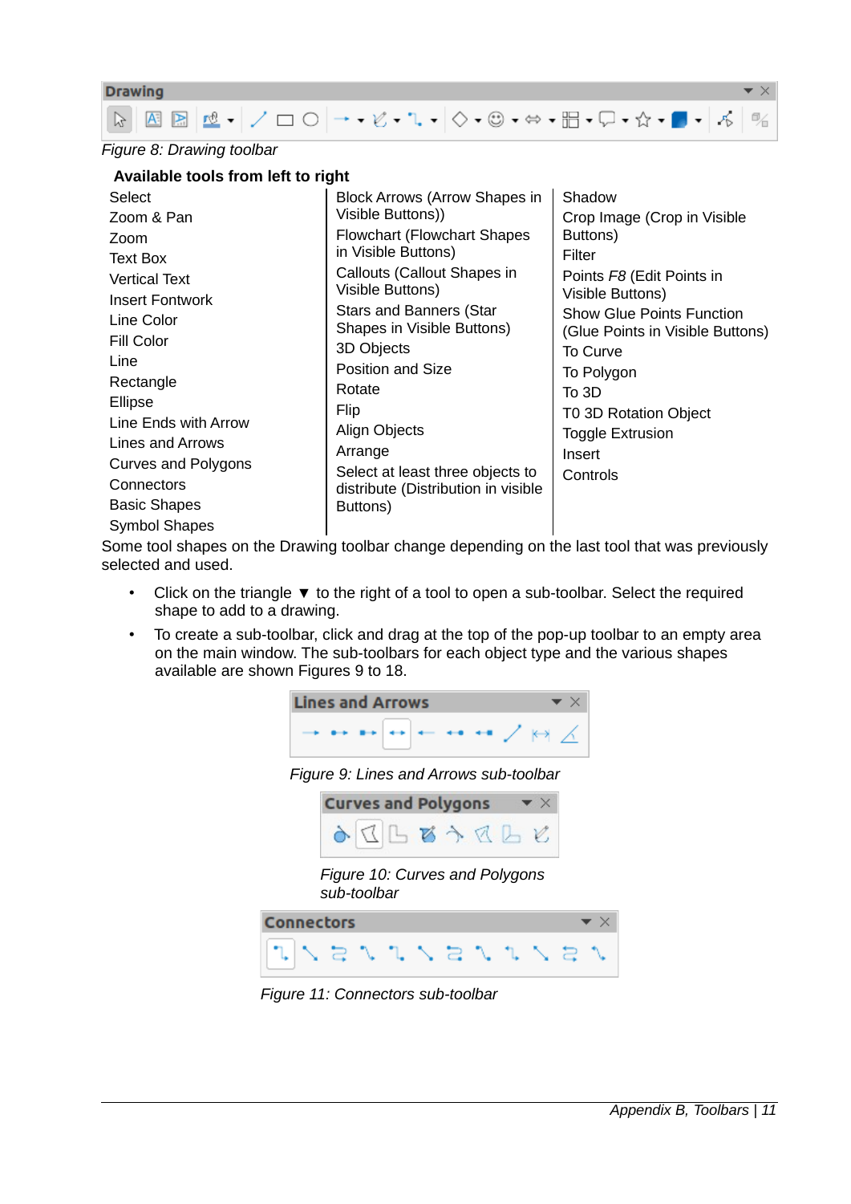*Figure 8: Drawing toolbar*

| Available tools from left to right | | |
|---|---|---|
| Select<br>Zoom & Pan<br>Zoom<br>Text Box<br>Vertical Text<br>Insert Fontwork<br>Line Color<br>Fill Color<br>Line<br>Rectangle<br>Ellipse<br>Line Ends with Arrow<br>Lines and Arrows<br>Curves and Polygons<br>Connectors<br>Basic Shapes<br>Symbol Shapes | Block Arrows (Arrow Shapes in Visible Buttons))<br>Flowchart (Flowchart Shapes in Visible Buttons)<br>Callouts (Callout Shapes in Visible Buttons)<br>Stars and Banners (Star Shapes in Visible Buttons)<br>3D Objects<br>Position and Size<br>Rotate<br>Flip<br>Align Objects<br>Arrange<br>Select at least three objects to distribute (Distribution in visible Buttons) | Shadow<br>Crop Image (Crop in Visible Buttons)<br>Filter<br>Points *F8* (Edit Points in Visible Buttons)<br>Show Glue Points Function (Glue Points in Visible Buttons)<br>To Curve<br>To Polygon<br>To 3D<br>T0 3D Rotation Object<br>Toggle Extrusion<br>Insert<br>Controls |

Some tool shapes on the Drawing toolbar change depending on the last tool that was previously selected and used.

- Click on the triangle ▼ to the right of a tool to open a sub-toolbar. Select the required shape to add to a drawing.
- To create a sub-toolbar, click and drag at the top of the pop-up toolbar to an empty area on the main window. The sub-toolbars for each object type and the various shapes available are shown Figures 9 to 18.

*Figure 9: Lines and Arrows sub-toolbar*

*Figure 10: Curves and Polygons sub-toolbar*

*Figure 11: Connectors sub-toolbar*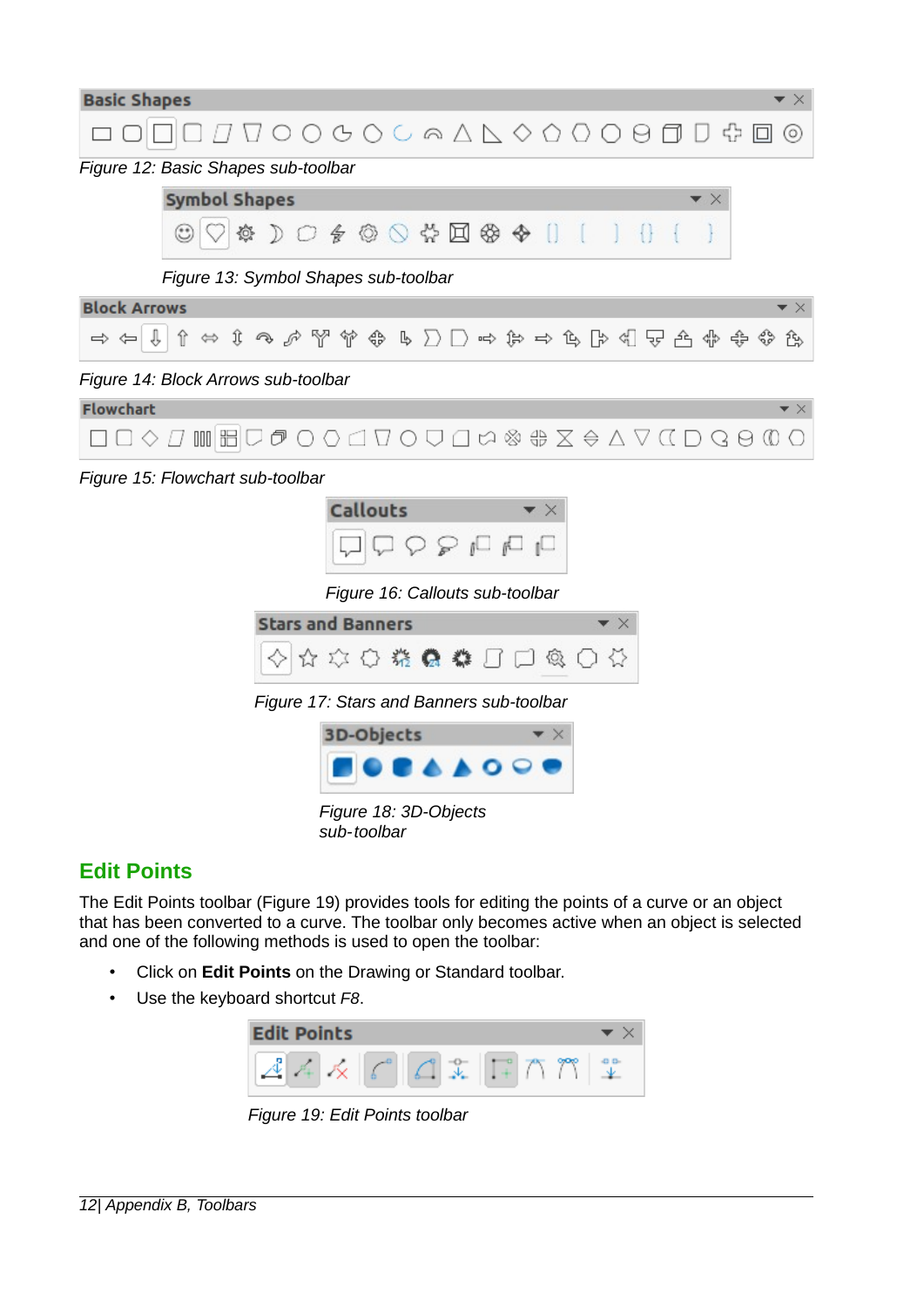Figure 12: Basic Shapes sub-toolbar

Figure 13: Symbol Shapes sub-toolbar

Figure 14: Block Arrows sub-toolbar

Figure 15: Flowchart sub-toolbar

Figure 16: Callouts sub-toolbar

Figure 17: Stars and Banners sub-toolbar

Figure 18: 3D-Objects sub-toolbar

## Edit Points

The Edit Points toolbar (Figure 19) provides tools for editing the points of a curve or an object that has been converted to a curve. The toolbar only becomes active when an object is selected and one of the following methods is used to open the toolbar:

- Click on **Edit Points** on the Drawing or Standard toolbar.
- Use the keyboard shortcut *F8*.

Figure 19: Edit Points toolbar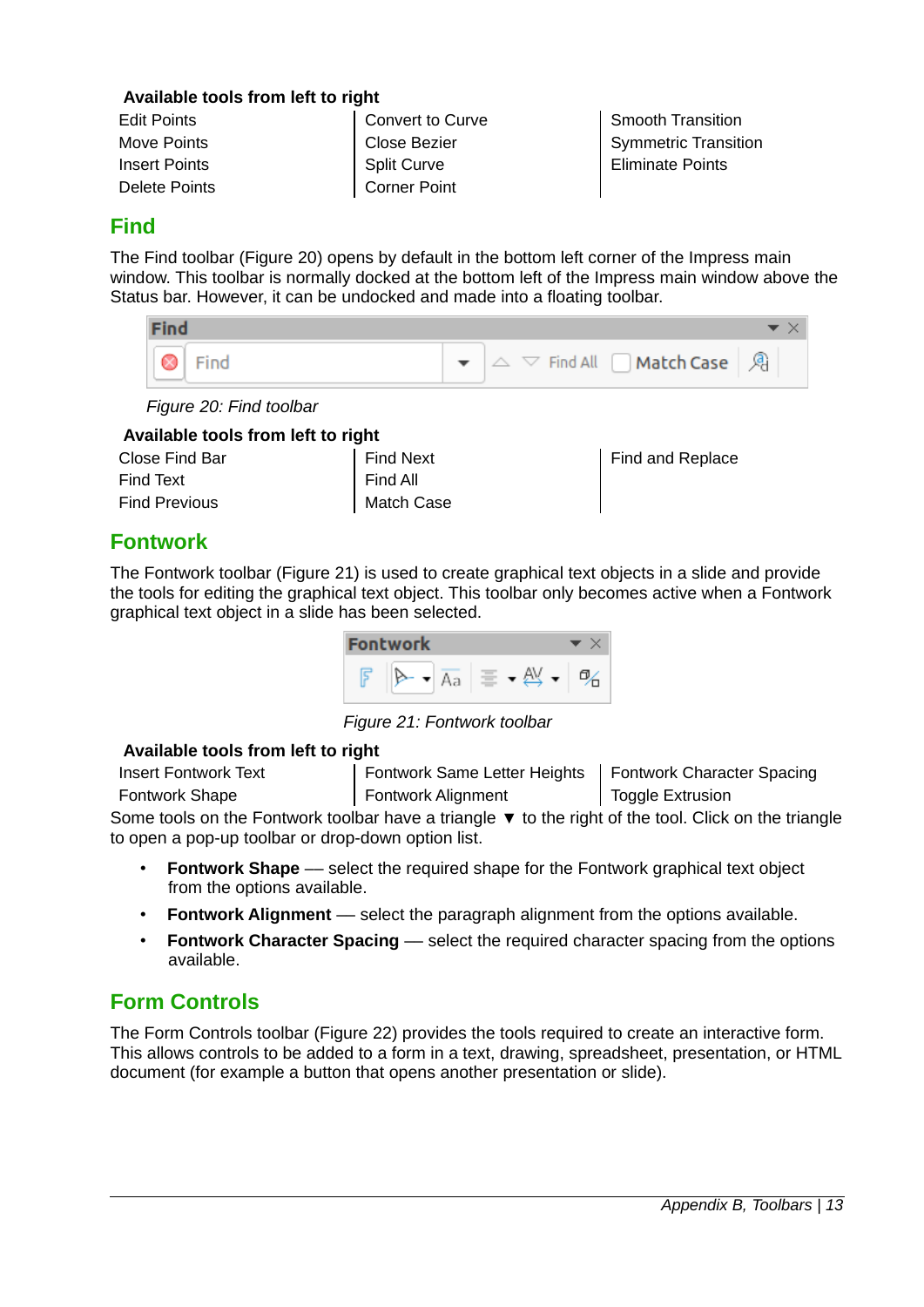**Available tools from left to right**

| | | |
|---|---|---|
| Edit Points | Convert to Curve | Smooth Transition |
| Move Points | Close Bezier | Symmetric Transition |
| Insert Points | Split Curve | Eliminate Points |
| Delete Points | Corner Point | |

## Find

The Find toolbar (Figure 20) opens by default in the bottom left corner of the Impress main window. This toolbar is normally docked at the bottom left of the Impress main window above the Status bar. However, it can be undocked and made into a floating toolbar.

*Figure 20: Find toolbar*

**Available tools from left to right**

| | | |
|---|---|---|
| Close Find Bar | Find Next | Find and Replace |
| Find Text | Find All | |
| Find Previous | Match Case | |

## Fontwork

The Fontwork toolbar (Figure 21) is used to create graphical text objects in a slide and provide the tools for editing the graphical text object. This toolbar only becomes active when a Fontwork graphical text object in a slide has been selected.

*Figure 21: Fontwork toolbar*

**Available tools from left to right**

| | | |
|---|---|---|
| Insert Fontwork Text | Fontwork Same Letter Heights | Fontwork Character Spacing |
| Fontwork Shape | Fontwork Alignment | Toggle Extrusion |

Some tools on the Fontwork toolbar have a triangle ▼ to the right of the tool. Click on the triangle to open a pop-up toolbar or drop-down option list.

- **Fontwork Shape** — select the required shape for the Fontwork graphical text object from the options available.
- **Fontwork Alignment** — select the paragraph alignment from the options available.
- **Fontwork Character Spacing** — select the required character spacing from the options available.

## Form Controls

The Form Controls toolbar (Figure 22) provides the tools required to create an interactive form. This allows controls to be added to a form in a text, drawing, spreadsheet, presentation, or HTML document (for example a button that opens another presentation or slide).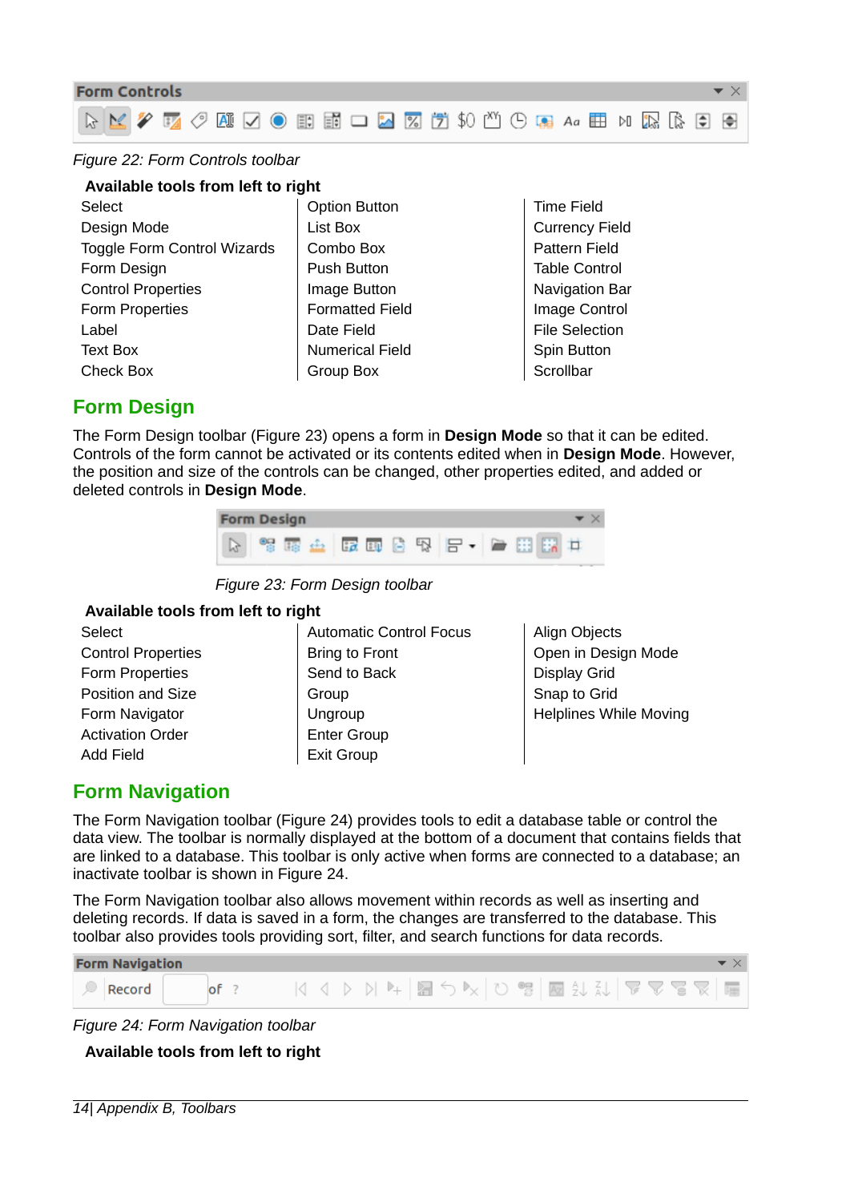*Figure 22: Form Controls toolbar*

**Available tools from left to right**

| | | |
|---|---|---|
| Select | Option Button | Time Field |
| Design Mode | List Box | Currency Field |
| Toggle Form Control Wizards | Combo Box | Pattern Field |
| Form Design | Push Button | Table Control |
| Control Properties | Image Button | Navigation Bar |
| Form Properties | Formatted Field | Image Control |
| Label | Date Field | File Selection |
| Text Box | Numerical Field | Spin Button |
| Check Box | Group Box | Scrollbar |

## Form Design

The Form Design toolbar (Figure 23) opens a form in **Design Mode** so that it can be edited. Controls of the form cannot be activated or its contents edited when in **Design Mode**. However, the position and size of the controls can be changed, other properties edited, and added or deleted controls in **Design Mode**.

*Figure 23: Form Design toolbar*

**Available tools from left to right**

| | | |
|---|---|---|
| Select | Automatic Control Focus | Align Objects |
| Control Properties | Bring to Front | Open in Design Mode |
| Form Properties | Send to Back | Display Grid |
| Position and Size | Group | Snap to Grid |
| Form Navigator | Ungroup | Helplines While Moving |
| Activation Order | Enter Group | |
| Add Field | Exit Group | |

## Form Navigation

The Form Navigation toolbar (Figure 24) provides tools to edit a database table or control the data view. The toolbar is normally displayed at the bottom of a document that contains fields that are linked to a database. This toolbar is only active when forms are connected to a database; an inactive toolbar is shown in Figure 24.

The Form Navigation toolbar also allows movement within records as well as inserting and deleting records. If data is saved in a form, the changes are transferred to the database. This toolbar also provides tools providing sort, filter, and search functions for data records.

*Figure 24: Form Navigation toolbar*

**Available tools from left to right**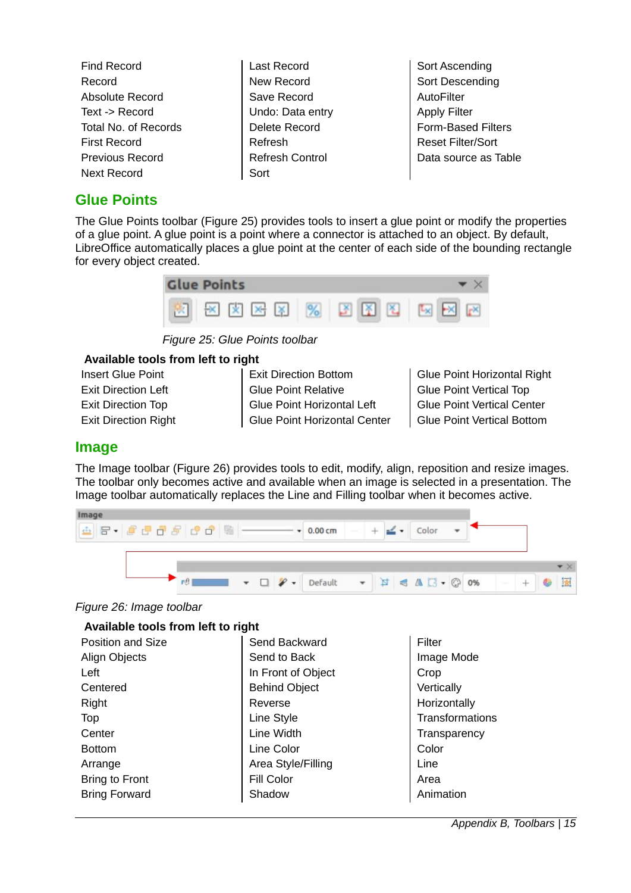| | | |
|---|---|---|
| Find Record | Last Record | Sort Ascending |
| Record | New Record | Sort Descending |
| Absolute Record | Save Record | AutoFilter |
| Text -> Record | Undo: Data entry | Apply Filter |
| Total No. of Records | Delete Record | Form-Based Filters |
| First Record | Refresh | Reset Filter/Sort |
| Previous Record | Refresh Control | Data source as Table |
| Next Record | Sort | |

## Glue Points

The Glue Points toolbar (Figure 25) provides tools to insert a glue point or modify the properties of a glue point. A glue point is a point where a connector is attached to an object. By default, LibreOffice automatically places a glue point at the center of each side of the bounding rectangle for every object created.

*Figure 25: Glue Points toolbar*

**Available tools from left to right**

| | | |
|---|---|---|
| Insert Glue Point | Exit Direction Bottom | Glue Point Horizontal Right |
| Exit Direction Left | Glue Point Relative | Glue Point Vertical Top |
| Exit Direction Top | Glue Point Horizontal Left | Glue Point Vertical Center |
| Exit Direction Right | Glue Point Horizontal Center | Glue Point Vertical Bottom |

## Image

The Image toolbar (Figure 26) provides tools to edit, modify, align, reposition and resize images. The toolbar only becomes active and available when an image is selected in a presentation. The Image toolbar automatically replaces the Line and Filling toolbar when it becomes active.

*Figure 26: Image toolbar*

**Available tools from left to right**

| | | |
|---|---|---|
| Position and Size | Send Backward | Filter |
| Align Objects | Send to Back | Image Mode |
| Left | In Front of Object | Crop |
| Centered | Behind Object | Vertically |
| Right | Reverse | Horizontally |
| Top | Line Style | Transformations |
| Center | Line Width | Transparency |
| Bottom | Line Color | Color |
| Arrange | Area Style/Filling | Line |
| Bring to Front | Fill Color | Area |
| Bring Forward | Shadow | Animation |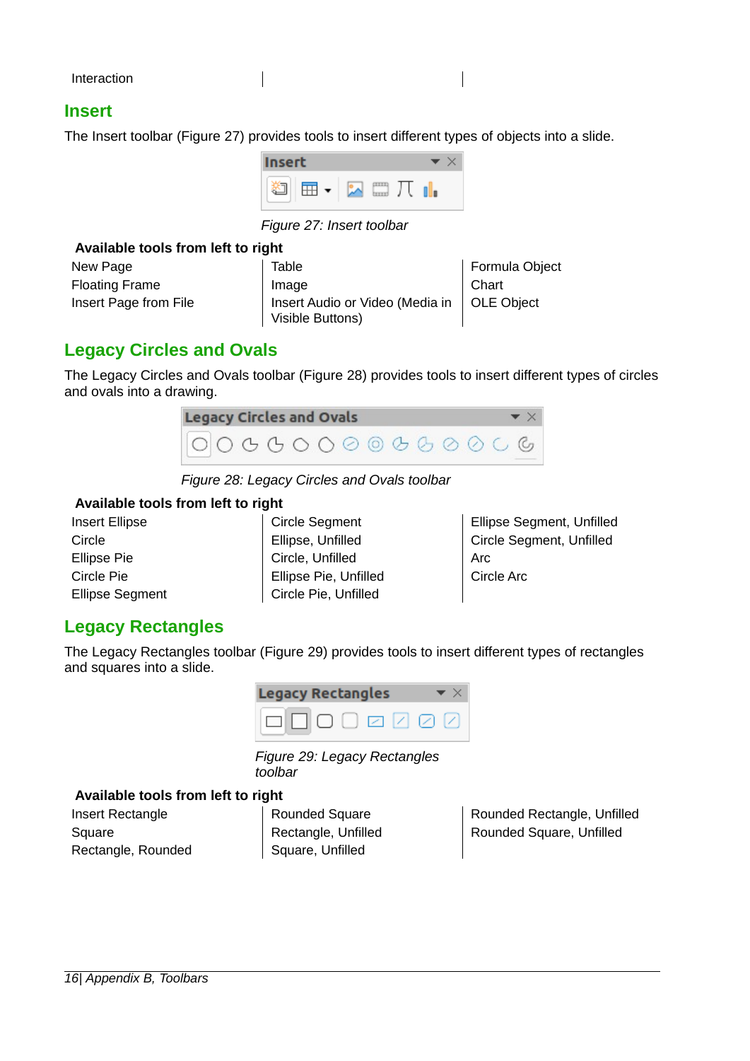| Interaction | | |
|---|---|---|

## Insert

The Insert toolbar (Figure 27) provides tools to insert different types of objects into a slide.

*Figure 27: Insert toolbar*

| Available tools from left to right | | |
|---|---|---|
| New Page | Table | Formula Object |
| Floating Frame | Image | Chart |
| Insert Page from File | Insert Audio or Video (Media in Visible Buttons) | OLE Object |

## Legacy Circles and Ovals

The Legacy Circles and Ovals toolbar (Figure 28) provides tools to insert different types of circles and ovals into a drawing.

*Figure 28: Legacy Circles and Ovals toolbar*

| Available tools from left to right | | |
|---|---|---|
| Insert Ellipse | Circle Segment | Ellipse Segment, Unfilled |
| Circle | Ellipse, Unfilled | Circle Segment, Unfilled |
| Ellipse Pie | Circle, Unfilled | Arc |
| Circle Pie | Ellipse Pie, Unfilled | Circle Arc |
| Ellipse Segment | Circle Pie, Unfilled | |

## Legacy Rectangles

The Legacy Rectangles toolbar (Figure 29) provides tools to insert different types of rectangles and squares into a slide.

*Figure 29: Legacy Rectangles toolbar*

| Available tools from left to right | | |
|---|---|---|
| Insert Rectangle | Rounded Square | Rounded Rectangle, Unfilled |
| Square | Rectangle, Unfilled | Rounded Square, Unfilled |
| Rectangle, Rounded | Square, Unfilled | |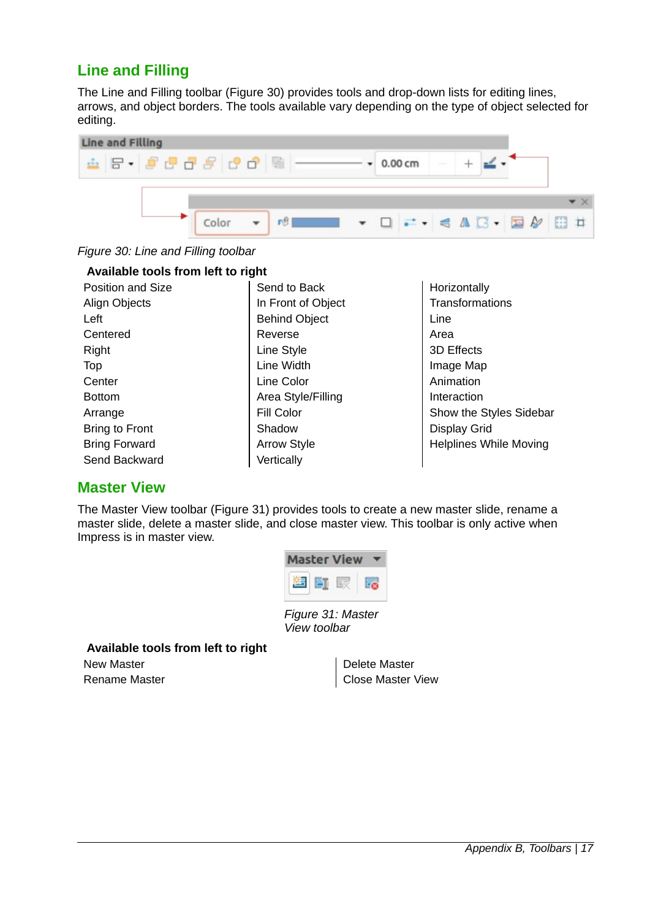## Line and Filling

The Line and Filling toolbar (Figure 30) provides tools and drop-down lists for editing lines, arrows, and object borders. The tools available vary depending on the type of object selected for editing.

*Figure 30: Line and Filling toolbar*

**Available tools from left to right**

| | | |
|---|---|---|
| Position and Size | Send to Back | Horizontally |
| Align Objects | In Front of Object | Transformations |
| Left | Behind Object | Line |
| Centered | Reverse | Area |
| Right | Line Style | 3D Effects |
| Top | Line Width | Image Map |
| Center | Line Color | Animation |
| Bottom | Area Style/Filling | Interaction |
| Arrange | Fill Color | Show the Styles Sidebar |
| Bring to Front | Shadow | Display Grid |
| Bring Forward | Arrow Style | Helplines While Moving |
| Send Backward | Vertically | |

## Master View

The Master View toolbar (Figure 31) provides tools to create a new master slide, rename a master slide, delete a master slide, and close master view. This toolbar is only active when Impress is in master view.

*Figure 31: Master View toolbar*

**Available tools from left to right**

| | |
|---|---|
| New Master | Delete Master |
| Rename Master | Close Master View |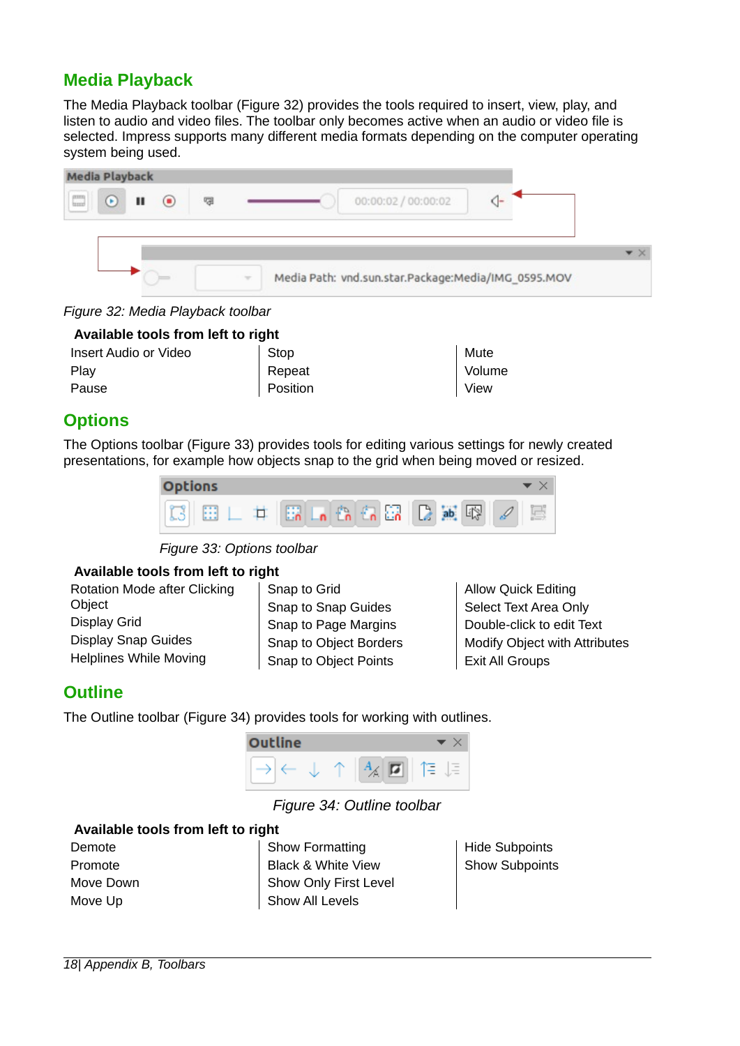## Media Playback

The Media Playback toolbar (Figure 32) provides the tools required to insert, view, play, and listen to audio and video files. The toolbar only becomes active when an audio or video file is selected. Impress supports many different media formats depending on the computer operating system being used.

*Figure 32: Media Playback toolbar*

**Available tools from left to right**

| | | |
|---|---|---|
| Insert Audio or Video | Stop | Mute |
| Play | Repeat | Volume |
| Pause | Position | View |

## Options

The Options toolbar (Figure 33) provides tools for editing various settings for newly created presentations, for example how objects snap to the grid when being moved or resized.

*Figure 33: Options toolbar*

**Available tools from left to right**

| | | |
|---|---|---|
| Rotation Mode after Clicking Object | Snap to Grid | Allow Quick Editing |
| Display Grid | Snap to Snap Guides | Select Text Area Only |
| Display Snap Guides | Snap to Page Margins | Double-click to edit Text |
| Helplines While Moving | Snap to Object Borders | Modify Object with Attributes |
| | Snap to Object Points | Exit All Groups |

## Outline

The Outline toolbar (Figure 34) provides tools for working with outlines.

*Figure 34: Outline toolbar*

**Available tools from left to right**

| | | |
|---|---|---|
| Demote | Show Formatting | Hide Subpoints |
| Promote | Black & White View | Show Subpoints |
| Move Down | Show Only First Level | |
| Move Up | Show All Levels | |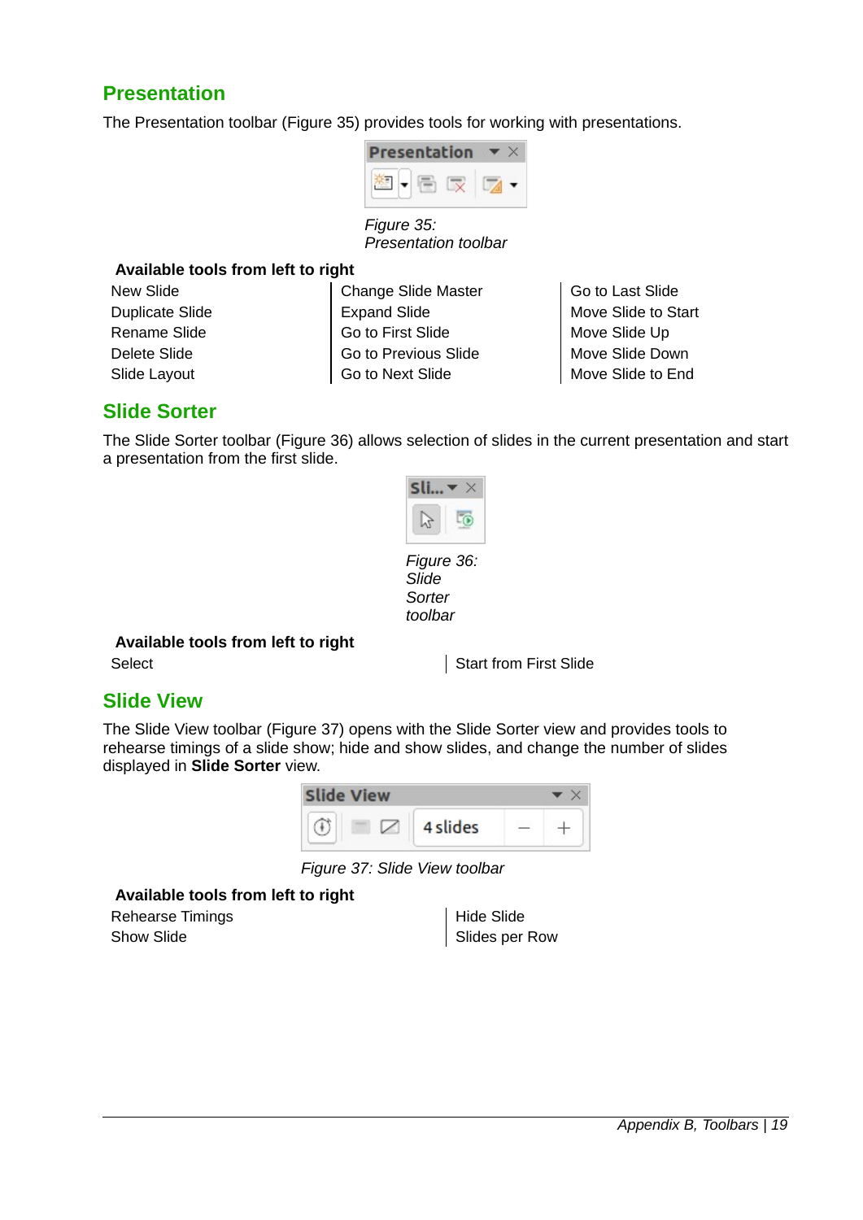## Presentation

The Presentation toolbar (Figure 35) provides tools for working with presentations.

*Figure 35: Presentation toolbar*

**Available tools from left to right**

| | | |
|---|---|---|
| New Slide | Change Slide Master | Go to Last Slide |
| Duplicate Slide | Expand Slide | Move Slide to Start |
| Rename Slide | Go to First Slide | Move Slide Up |
| Delete Slide | Go to Previous Slide | Move Slide Down |
| Slide Layout | Go to Next Slide | Move Slide to End |

## Slide Sorter

The Slide Sorter toolbar (Figure 36) allows selection of slides in the current presentation and start a presentation from the first slide.

*Figure 36: Slide Sorter toolbar*

**Available tools from left to right**

| | |
|---|---|
| Select | Start from First Slide |

## Slide View

The Slide View toolbar (Figure 37) opens with the Slide Sorter view and provides tools to rehearse timings of a slide show; hide and show slides, and change the number of slides displayed in **Slide Sorter** view.

*Figure 37: Slide View toolbar*

**Available tools from left to right**

| | |
|---|---|
| Rehearse Timings | Hide Slide |
| Show Slide | Slides per Row |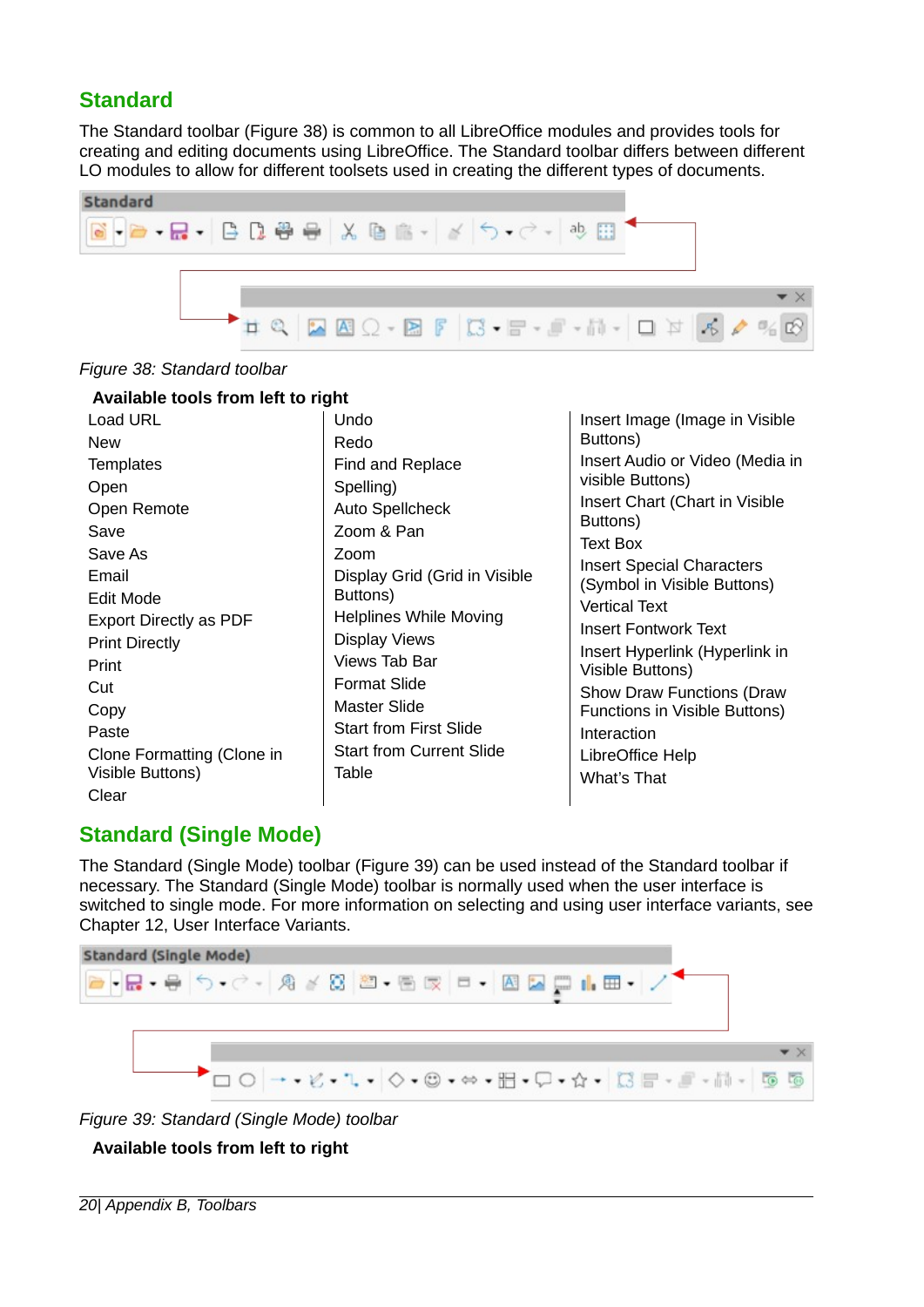## Standard

The Standard toolbar (Figure 38) is common to all LibreOffice modules and provides tools for creating and editing documents using LibreOffice. The Standard toolbar differs between different LO modules to allow for different toolsets used in creating the different types of documents.

*Figure 38: Standard toolbar*

**Available tools from left to right**

| | | |
|---|---|---|
| Load URL | Undo | Insert Image (Image in Visible Buttons) |
| New | Redo | Insert Audio or Video (Media in visible Buttons) |
| Templates | Find and Replace | Insert Chart (Chart in Visible Buttons) |
| Open | Spelling) | Text Box |
| Open Remote | Auto Spellcheck | Insert Special Characters (Symbol in Visible Buttons) |
| Save | Zoom & Pan | Vertical Text |
| Save As | Zoom | Insert Fontwork Text |
| Email | Display Grid (Grid in Visible Buttons) | Insert Hyperlink (Hyperlink in Visible Buttons) |
| Edit Mode | Helplines While Moving | Show Draw Functions (Draw Functions in Visible Buttons) |
| Export Directly as PDF | Display Views | Interaction |
| Print Directly | Views Tab Bar | LibreOffice Help |
| Print | Format Slide | What's That |
| Cut | Master Slide | |
| Copy | Start from First Slide | |
| Paste | Start from Current Slide | |
| Clone Formatting (Clone in Visible Buttons) | Table | |
| Clear | | |

## Standard (Single Mode)

The Standard (Single Mode) toolbar (Figure 39) can be used instead of the Standard toolbar if necessary. The Standard (Single Mode) toolbar is normally used when the user interface is switched to single mode. For more information on selecting and using user interface variants, see Chapter 12, User Interface Variants.

*Figure 39: Standard (Single Mode) toolbar*

**Available tools from left to right**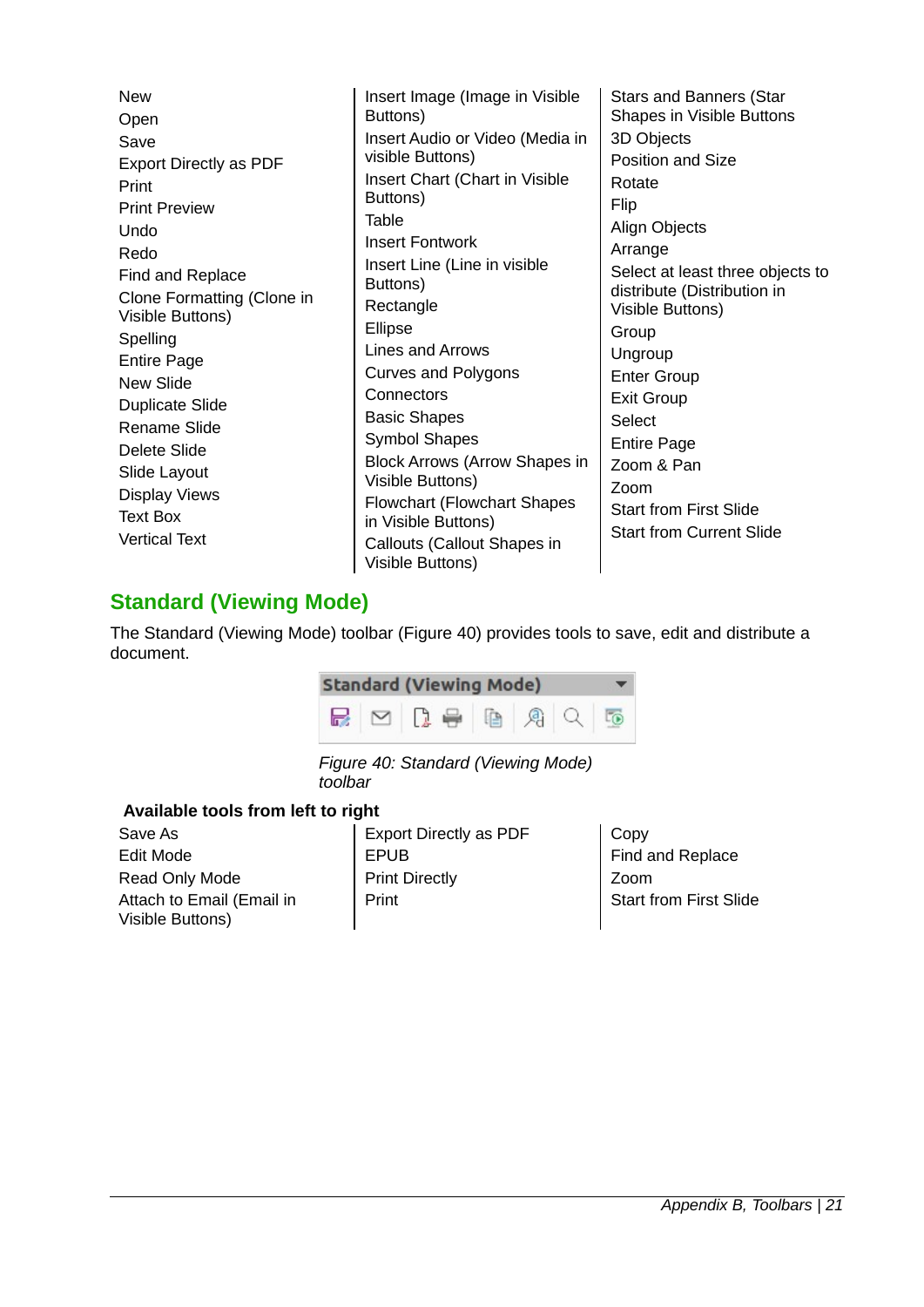New
Open
Save
Export Directly as PDF
Print
Print Preview
Undo
Redo
Find and Replace
Clone Formatting (Clone in Visible Buttons)
Spelling
Entire Page
New Slide
Duplicate Slide
Rename Slide
Delete Slide
Slide Layout
Display Views
Text Box
Vertical Text
Insert Image (Image in Visible Buttons)
Insert Audio or Video (Media in visible Buttons)
Insert Chart (Chart in Visible Buttons)
Table
Insert Fontwork
Insert Line (Line in visible Buttons)
Rectangle
Ellipse
Lines and Arrows
Curves and Polygons
Connectors
Basic Shapes
Symbol Shapes
Block Arrows (Arrow Shapes in Visible Buttons)
Flowchart (Flowchart Shapes in Visible Buttons)
Callouts (Callout Shapes in Visible Buttons)
Stars and Banners (Star Shapes in Visible Buttons
3D Objects
Position and Size
Rotate
Flip
Align Objects
Arrange
Select at least three objects to distribute (Distribution in Visible Buttons)
Group
Ungroup
Enter Group
Exit Group
Select
Entire Page
Zoom & Pan
Zoom
Start from First Slide
Start from Current Slide

## Standard (Viewing Mode)

The Standard (Viewing Mode) toolbar (Figure 40) provides tools to save, edit and distribute a document.

*Figure 40: Standard (Viewing Mode) toolbar*

**Available tools from left to right**

Save As
Edit Mode
Read Only Mode
Attach to Email (Email in Visible Buttons)
Export Directly as PDF
EPUB
Print Directly
Print
Copy
Find and Replace
Zoom
Start from First Slide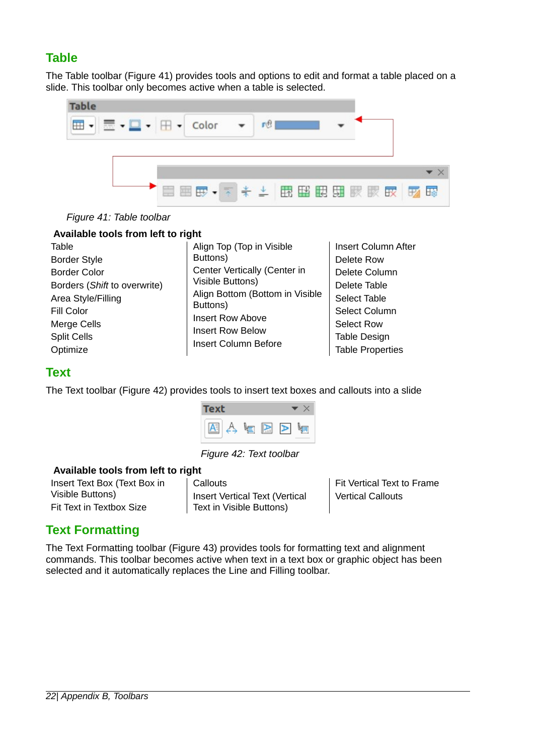## Table

The Table toolbar (Figure 41) provides tools and options to edit and format a table placed on a slide. This toolbar only becomes active when a table is selected.

*Figure 41: Table toolbar*

**Available tools from left to right**

Table
Border Style
Border Color
Borders (*Shift* to overwrite)
Area Style/Filling
Fill Color
Merge Cells
Split Cells
Optimize
Align Top (Top in Visible Buttons)
Center Vertically (Center in Visible Buttons)
Align Bottom (Bottom in Visible Buttons)
Insert Row Above
Insert Row Below
Insert Column Before
Insert Column After
Delete Row
Delete Column
Delete Table
Select Table
Select Column
Select Row
Table Design
Table Properties

## Text

The Text toolbar (Figure 42) provides tools to insert text boxes and callouts into a slide

*Figure 42: Text toolbar*

**Available tools from left to right**

Insert Text Box (Text Box in Visible Buttons)
Fit Text in Textbox Size
Callouts
Insert Vertical Text (Vertical Text in Visible Buttons)
Fit Vertical Text to Frame
Vertical Callouts

## Text Formatting

The Text Formatting toolbar (Figure 43) provides tools for formatting text and alignment commands. This toolbar becomes active when text in a text box or graphic object has been selected and it automatically replaces the Line and Filling toolbar.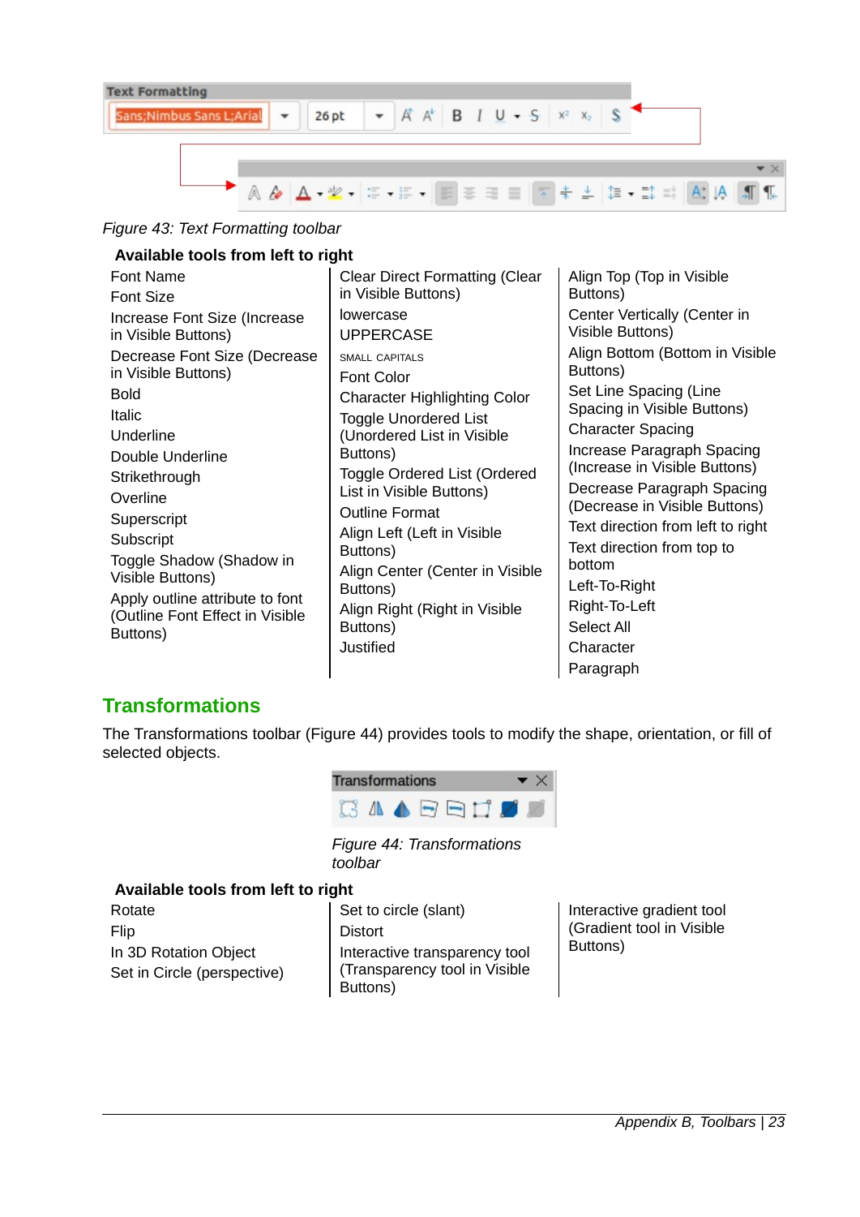*Figure 43: Text Formatting toolbar*

**Available tools from left to right**

| | | |
|---|---|---|
| Font Name | Clear Direct Formatting (Clear in Visible Buttons) | Align Top (Top in Visible Buttons) |
| Font Size | lowercase | Center Vertically (Center in Visible Buttons) |
| Increase Font Size (Increase in Visible Buttons) | UPPERCASE | Align Bottom (Bottom in Visible Buttons) |
| Decrease Font Size (Decrease in Visible Buttons) | SMALL CAPITALS | Set Line Spacing (Line Spacing in Visible Buttons) |
| Bold | Font Color | Character Spacing |
| Italic | Character Highlighting Color | Increase Paragraph Spacing (Increase in Visible Buttons) |
| Underline | Toggle Unordered List (Unordered List in Visible Buttons) | Decrease Paragraph Spacing (Decrease in Visible Buttons) |
| Double Underline | Toggle Ordered List (Ordered List in Visible Buttons) | Text direction from left to right |
| Strikethrough | Outline Format | Text direction from top to bottom |
| Overline | Align Left (Left in Visible Buttons) | Left-To-Right |
| Superscript | Align Center (Center in Visible Buttons) | Right-To-Left |
| Subscript | Align Right (Right in Visible Buttons) | Select All |
| Toggle Shadow (Shadow in Visible Buttons) | Justified | Character |
| Apply outline attribute to font (Outline Font Effect in Visible Buttons) | | Paragraph |

## Transformations

The Transformations toolbar (Figure 44) provides tools to modify the shape, orientation, or fill of selected objects.

*Figure 44: Transformations toolbar*

**Available tools from left to right**

| | | |
|---|---|---|
| Rotate | Set to circle (slant) | Interactive gradient tool (Gradient tool in Visible Buttons) |
| Flip | Distort | |
| In 3D Rotation Object | Interactive transparency tool (Transparency tool in Visible Buttons) | |
| Set in Circle (perspective) | | |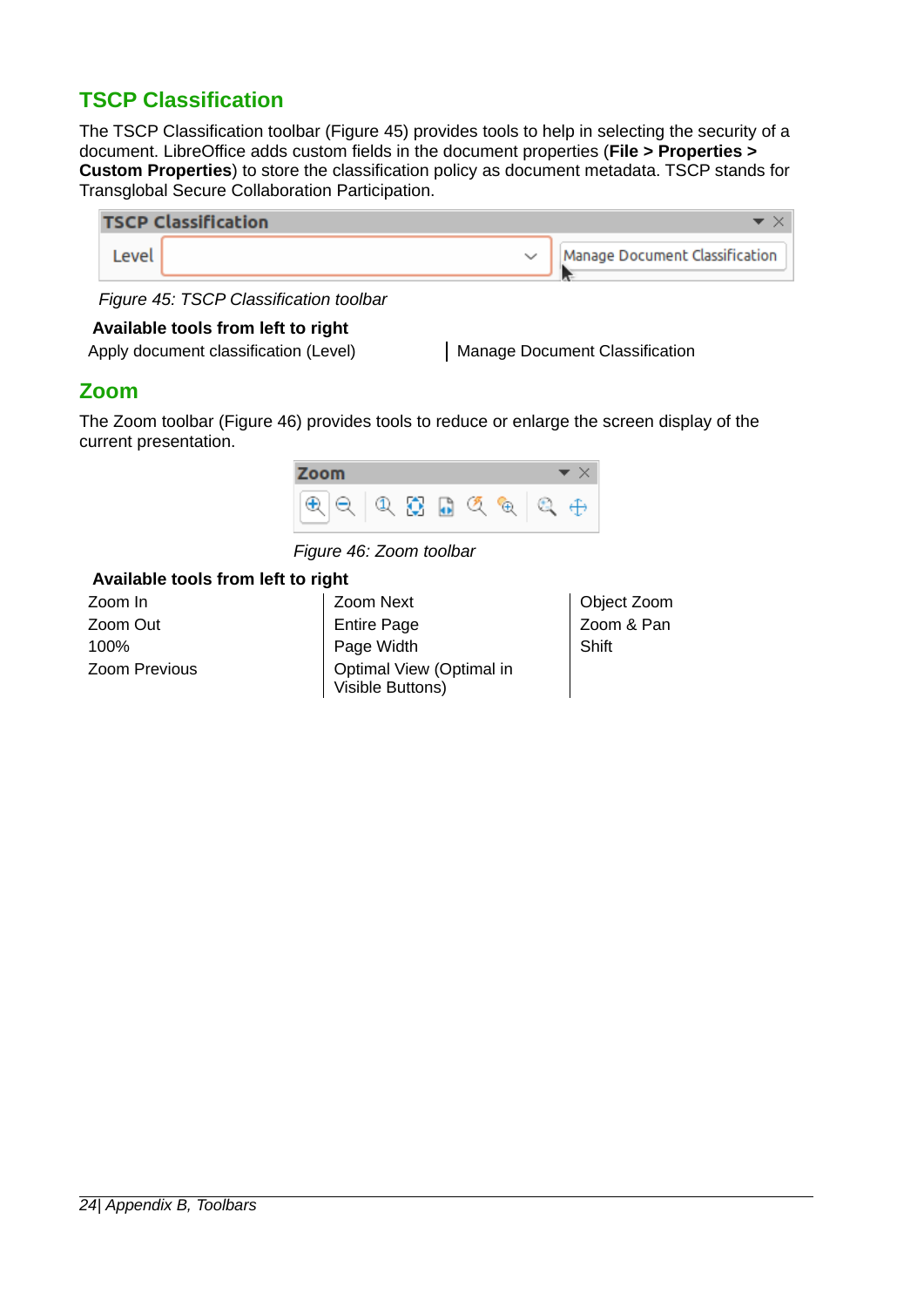## TSCP Classification

The TSCP Classification toolbar (Figure 45) provides tools to help in selecting the security of a document. LibreOffice adds custom fields in the document properties (**File > Properties > Custom Properties**) to store the classification policy as document metadata. TSCP stands for Transglobal Secure Collaboration Participation.

*Figure 45: TSCP Classification toolbar*

**Available tools from left to right**

| | |
|---|---|
| Apply document classification (Level) | Manage Document Classification |

## Zoom

The Zoom toolbar (Figure 46) provides tools to reduce or enlarge the screen display of the current presentation.

*Figure 46: Zoom toolbar*

**Available tools from left to right**

| | | |
|---|---|---|
| Zoom In | Zoom Next | Object Zoom |
| Zoom Out | Entire Page | Zoom & Pan |
| 100% | Page Width | Shift |
| Zoom Previous | Optimal View (Optimal in Visible Buttons) | |